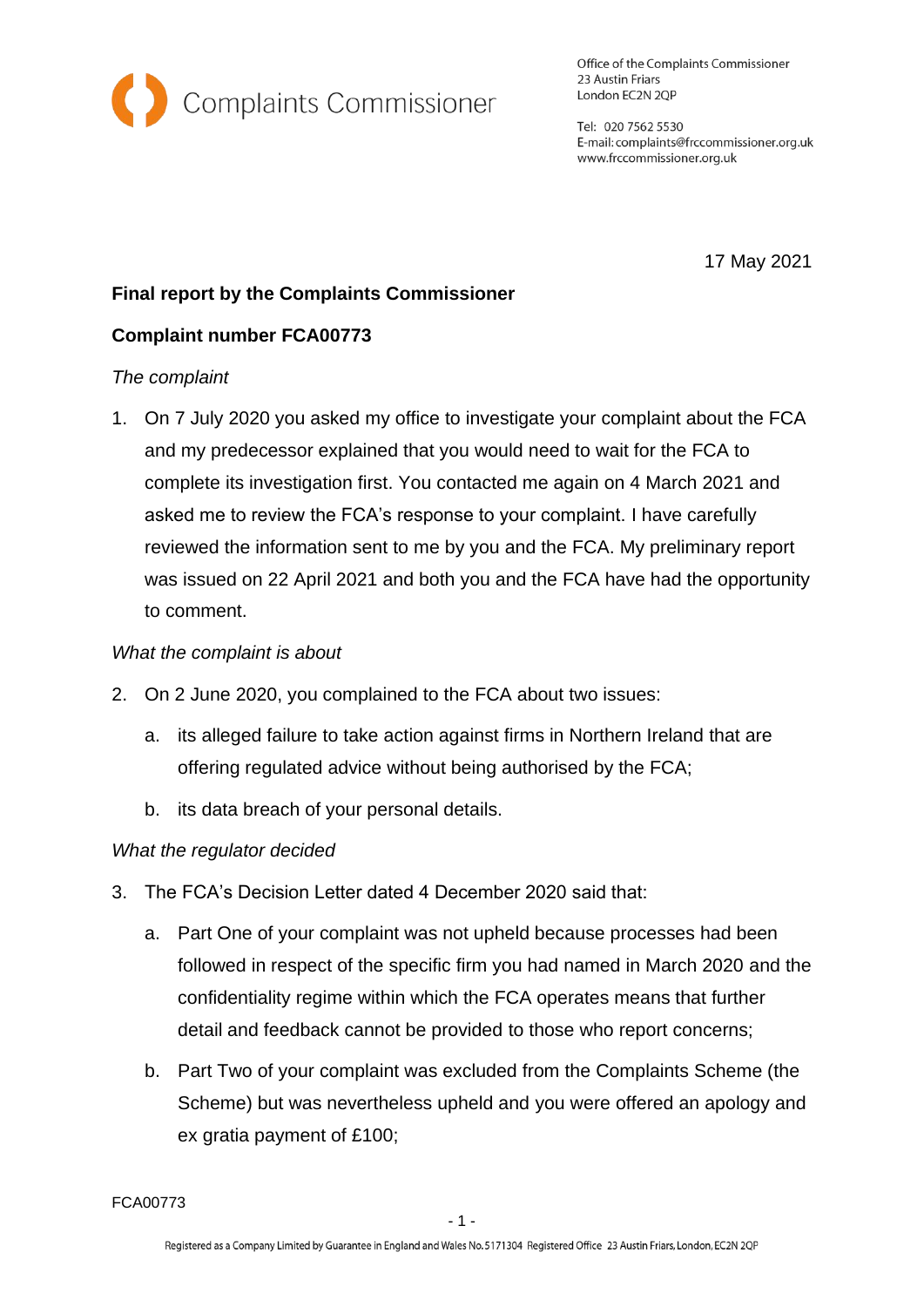Complaints Commissioner

Office of the Complaints Commissioner
23 Austin Friars
London EC2N 2QP

Tel: 020 7562 5530
E-mail: complaints@frccommissioner.org.uk
www.frccommissioner.org.uk

17 May 2021

**Final report by the Complaints Commissioner**

**Complaint number FCA00773**

*The complaint*

1. On 7 July 2020 you asked my office to investigate your complaint about the FCA and my predecessor explained that you would need to wait for the FCA to complete its investigation first. You contacted me again on 4 March 2021 and asked me to review the FCA's response to your complaint. I have carefully reviewed the information sent to me by you and the FCA. My preliminary report was issued on 22 April 2021 and both you and the FCA have had the opportunity to comment.

*What the complaint is about*

2. On 2 June 2020, you complained to the FCA about two issues:

   a. its alleged failure to take action against firms in Northern Ireland that are offering regulated advice without being authorised by the FCA;

   b. its data breach of your personal details.

*What the regulator decided*

3. The FCA's Decision Letter dated 4 December 2020 said that:

   a. Part One of your complaint was not upheld because processes had been followed in respect of the specific firm you had named in March 2020 and the confidentiality regime within which the FCA operates means that further detail and feedback cannot be provided to those who report concerns;

   b. Part Two of your complaint was excluded from the Complaints Scheme (the Scheme) but was nevertheless upheld and you were offered an apology and ex gratia payment of £100;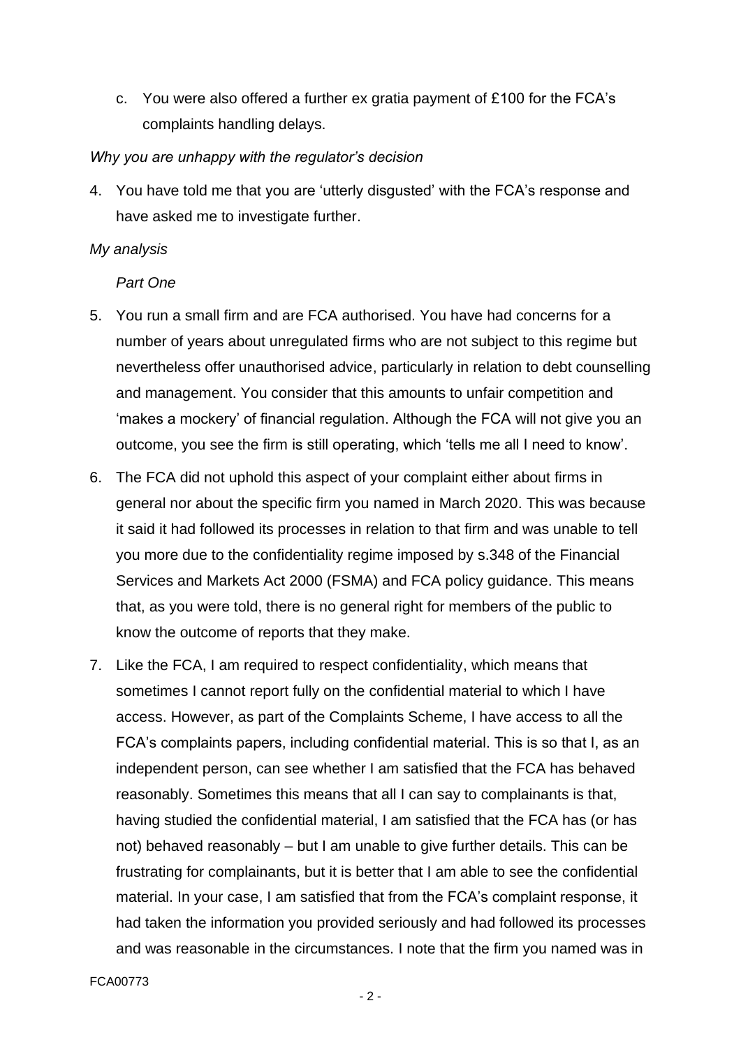c. You were also offered a further ex gratia payment of £100 for the FCA's complaints handling delays.

*Why you are unhappy with the regulator's decision*

4. You have told me that you are 'utterly disgusted' with the FCA's response and have asked me to investigate further.

*My analysis*

*Part One*

5. You run a small firm and are FCA authorised. You have had concerns for a number of years about unregulated firms who are not subject to this regime but nevertheless offer unauthorised advice, particularly in relation to debt counselling and management. You consider that this amounts to unfair competition and 'makes a mockery' of financial regulation. Although the FCA will not give you an outcome, you see the firm is still operating, which 'tells me all I need to know'.

6. The FCA did not uphold this aspect of your complaint either about firms in general nor about the specific firm you named in March 2020. This was because it said it had followed its processes in relation to that firm and was unable to tell you more due to the confidentiality regime imposed by s.348 of the Financial Services and Markets Act 2000 (FSMA) and FCA policy guidance. This means that, as you were told, there is no general right for members of the public to know the outcome of reports that they make.

7. Like the FCA, I am required to respect confidentiality, which means that sometimes I cannot report fully on the confidential material to which I have access. However, as part of the Complaints Scheme, I have access to all the FCA's complaints papers, including confidential material. This is so that I, as an independent person, can see whether I am satisfied that the FCA has behaved reasonably. Sometimes this means that all I can say to complainants is that, having studied the confidential material, I am satisfied that the FCA has (or has not) behaved reasonably – but I am unable to give further details. This can be frustrating for complainants, but it is better that I am able to see the confidential material. In your case, I am satisfied that from the FCA's complaint response, it had taken the information you provided seriously and had followed its processes and was reasonable in the circumstances. I note that the firm you named was in

FCA00773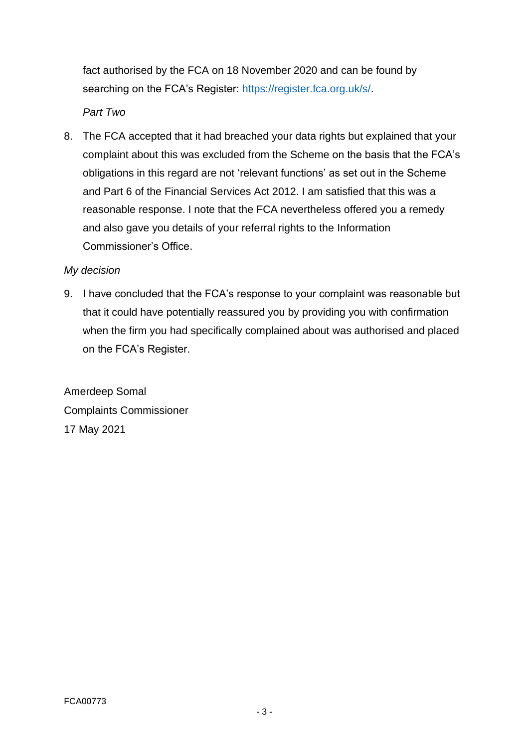fact authorised by the FCA on 18 November 2020 and can be found by searching on the FCA's Register: [https://register.fca.org.uk/s/](https://register.fca.org.uk/s/).

*Part Two*

8. The FCA accepted that it had breached your data rights but explained that your complaint about this was excluded from the Scheme on the basis that the FCA's obligations in this regard are not 'relevant functions' as set out in the Scheme and Part 6 of the Financial Services Act 2012. I am satisfied that this was a reasonable response. I note that the FCA nevertheless offered you a remedy and also gave you details of your referral rights to the Information Commissioner's Office.

*My decision*

9. I have concluded that the FCA's response to your complaint was reasonable but that it could have potentially reassured you by providing you with confirmation when the firm you had specifically complained about was authorised and placed on the FCA's Register.

Amerdeep Somal
Complaints Commissioner
17 May 2021

FCA00773